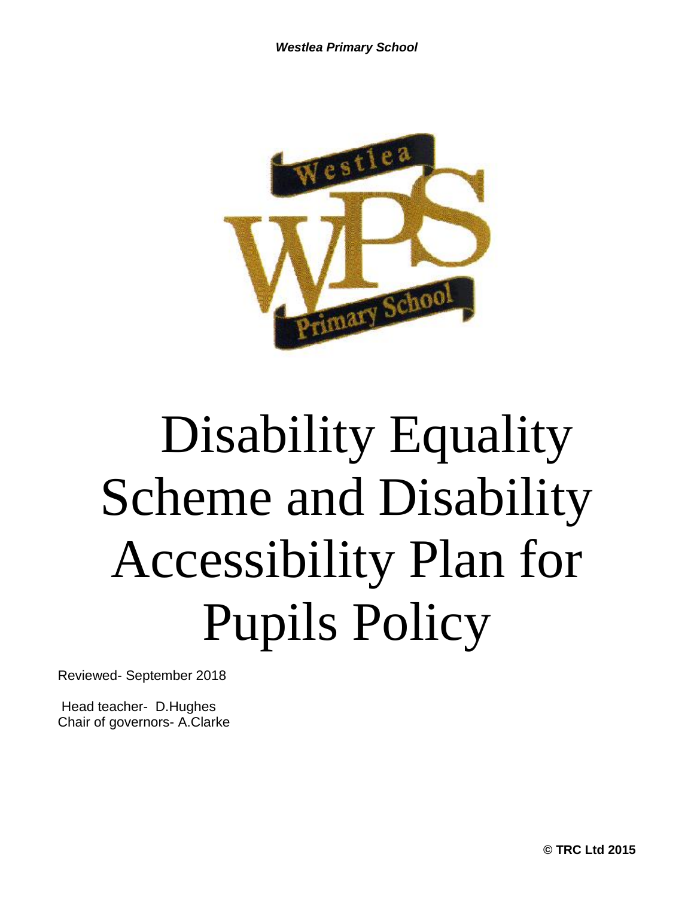*Westlea Primary School*

# Disability Equality Scheme and Disability Accessibility Plan for Pupils Policy

Reviewed- September 2018

Head teacher- D.Hughes
Chair of governors- A.Clarke

**© TRC Ltd 2015**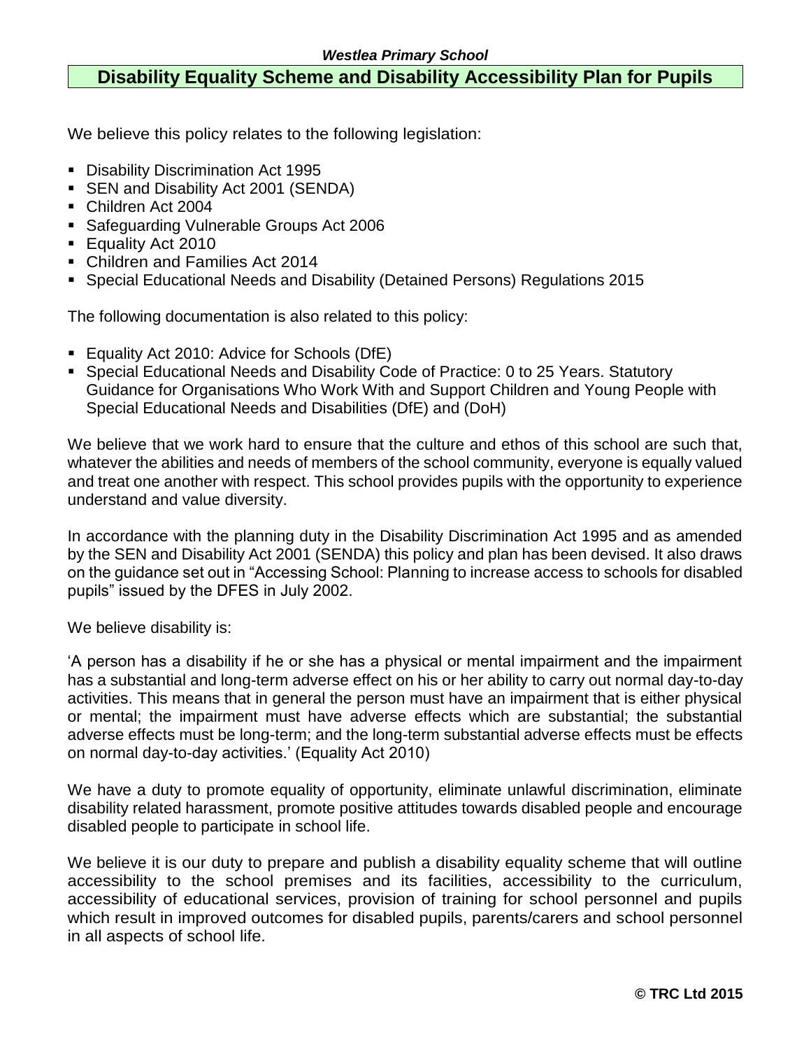## Disability Equality Scheme and Disability Accessibility Plan for Pupils

We believe this policy relates to the following legislation:

- Disability Discrimination Act 1995
- SEN and Disability Act 2001 (SENDA)
- Children Act 2004
- Safeguarding Vulnerable Groups Act 2006
- Equality Act 2010
- Children and Families Act 2014
- Special Educational Needs and Disability (Detained Persons) Regulations 2015

The following documentation is also related to this policy:

- Equality Act 2010: Advice for Schools (DfE)
- Special Educational Needs and Disability Code of Practice: 0 to 25 Years. Statutory Guidance for Organisations Who Work With and Support Children and Young People with Special Educational Needs and Disabilities (DfE) and (DoH)

We believe that we work hard to ensure that the culture and ethos of this school are such that, whatever the abilities and needs of members of the school community, everyone is equally valued and treat one another with respect. This school provides pupils with the opportunity to experience understand and value diversity.

In accordance with the planning duty in the Disability Discrimination Act 1995 and as amended by the SEN and Disability Act 2001 (SENDA) this policy and plan has been devised. It also draws on the guidance set out in "Accessing School: Planning to increase access to schools for disabled pupils" issued by the DFES in July 2002.

We believe disability is:

'A person has a disability if he or she has a physical or mental impairment and the impairment has a substantial and long-term adverse effect on his or her ability to carry out normal day-to-day activities. This means that in general the person must have an impairment that is either physical or mental; the impairment must have adverse effects which are substantial; the substantial adverse effects must be long-term; and the long-term substantial adverse effects must be effects on normal day-to-day activities.' (Equality Act 2010)

We have a duty to promote equality of opportunity, eliminate unlawful discrimination, eliminate disability related harassment, promote positive attitudes towards disabled people and encourage disabled people to participate in school life.

We believe it is our duty to prepare and publish a disability equality scheme that will outline accessibility to the school premises and its facilities, accessibility to the curriculum, accessibility of educational services, provision of training for school personnel and pupils which result in improved outcomes for disabled pupils, parents/carers and school personnel in all aspects of school life.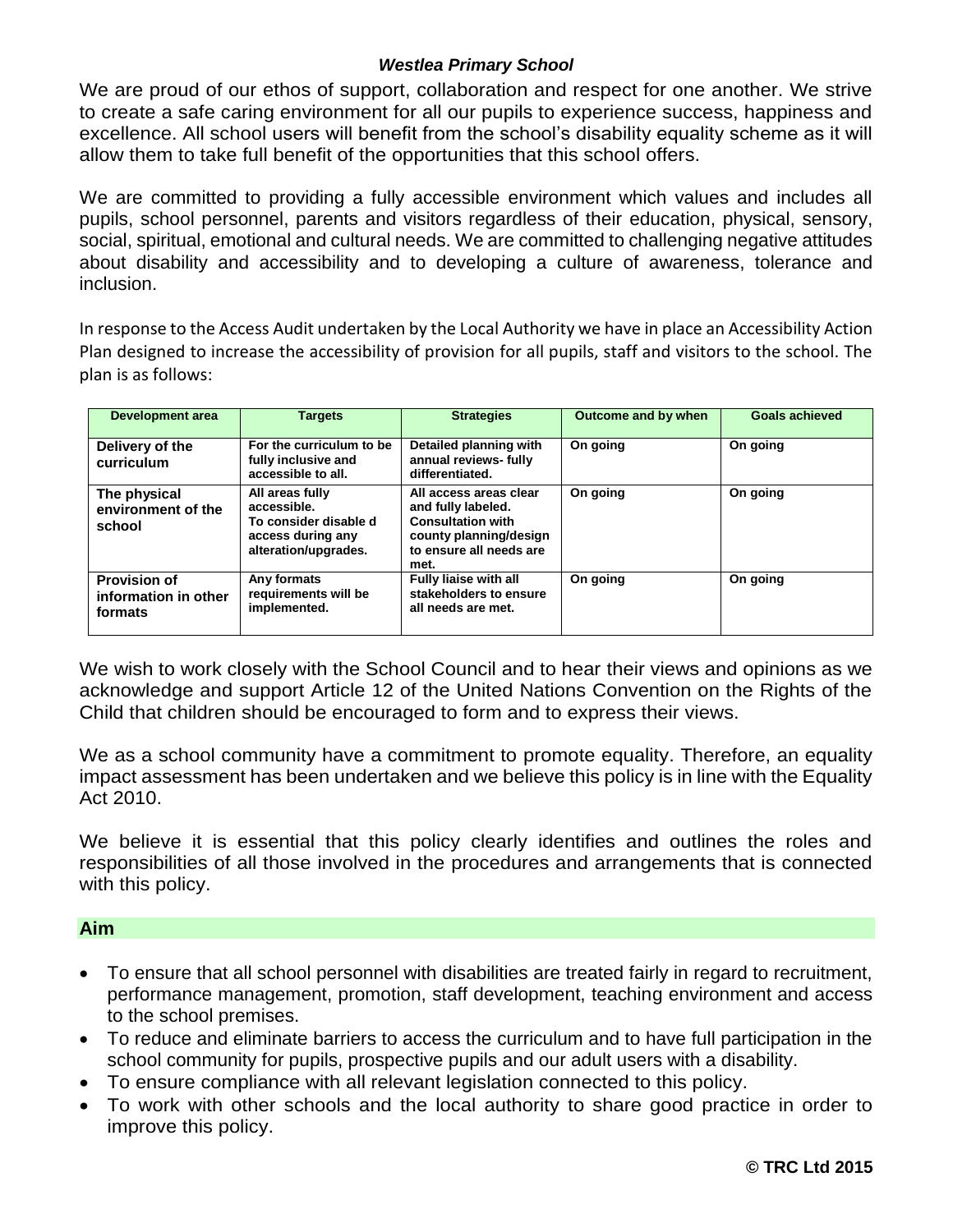*Westlea Primary School*

We are proud of our ethos of support, collaboration and respect for one another. We strive to create a safe caring environment for all our pupils to experience success, happiness and excellence. All school users will benefit from the school's disability equality scheme as it will allow them to take full benefit of the opportunities that this school offers.

We are committed to providing a fully accessible environment which values and includes all pupils, school personnel, parents and visitors regardless of their education, physical, sensory, social, spiritual, emotional and cultural needs. We are committed to challenging negative attitudes about disability and accessibility and to developing a culture of awareness, tolerance and inclusion.

In response to the Access Audit undertaken by the Local Authority we have in place an Accessibility Action Plan designed to increase the accessibility of provision for all pupils, staff and visitors to the school. The plan is as follows:

| Development area | Targets | Strategies | Outcome and by when | Goals achieved |
|---|---|---|---|---|
| **Delivery of the curriculum** | **For the curriculum to be fully inclusive and accessible to all.** | **Detailed planning with annual reviews- fully differentiated.** | **On going** | **On going** |
| **The physical environment of the school** | **All areas fully accessible. To consider disable d access during any alteration/upgrades.** | **All access areas clear and fully labeled. Consultation with county planning/design to ensure all needs are met.** | **On going** | **On going** |
| **Provision of information in other formats** | **Any formats requirements will be implemented.** | **Fully liaise with all stakeholders to ensure all needs are met.** | **On going** | **On going** |

We wish to work closely with the School Council and to hear their views and opinions as we acknowledge and support Article 12 of the United Nations Convention on the Rights of the Child that children should be encouraged to form and to express their views.

We as a school community have a commitment to promote equality. Therefore, an equality impact assessment has been undertaken and we believe this policy is in line with the Equality Act 2010.

We believe it is essential that this policy clearly identifies and outlines the roles and responsibilities of all those involved in the procedures and arrangements that is connected with this policy.

## Aim

- To ensure that all school personnel with disabilities are treated fairly in regard to recruitment, performance management, promotion, staff development, teaching environment and access to the school premises.
- To reduce and eliminate barriers to access the curriculum and to have full participation in the school community for pupils, prospective pupils and our adult users with a disability.
- To ensure compliance with all relevant legislation connected to this policy.
- To work with other schools and the local authority to share good practice in order to improve this policy.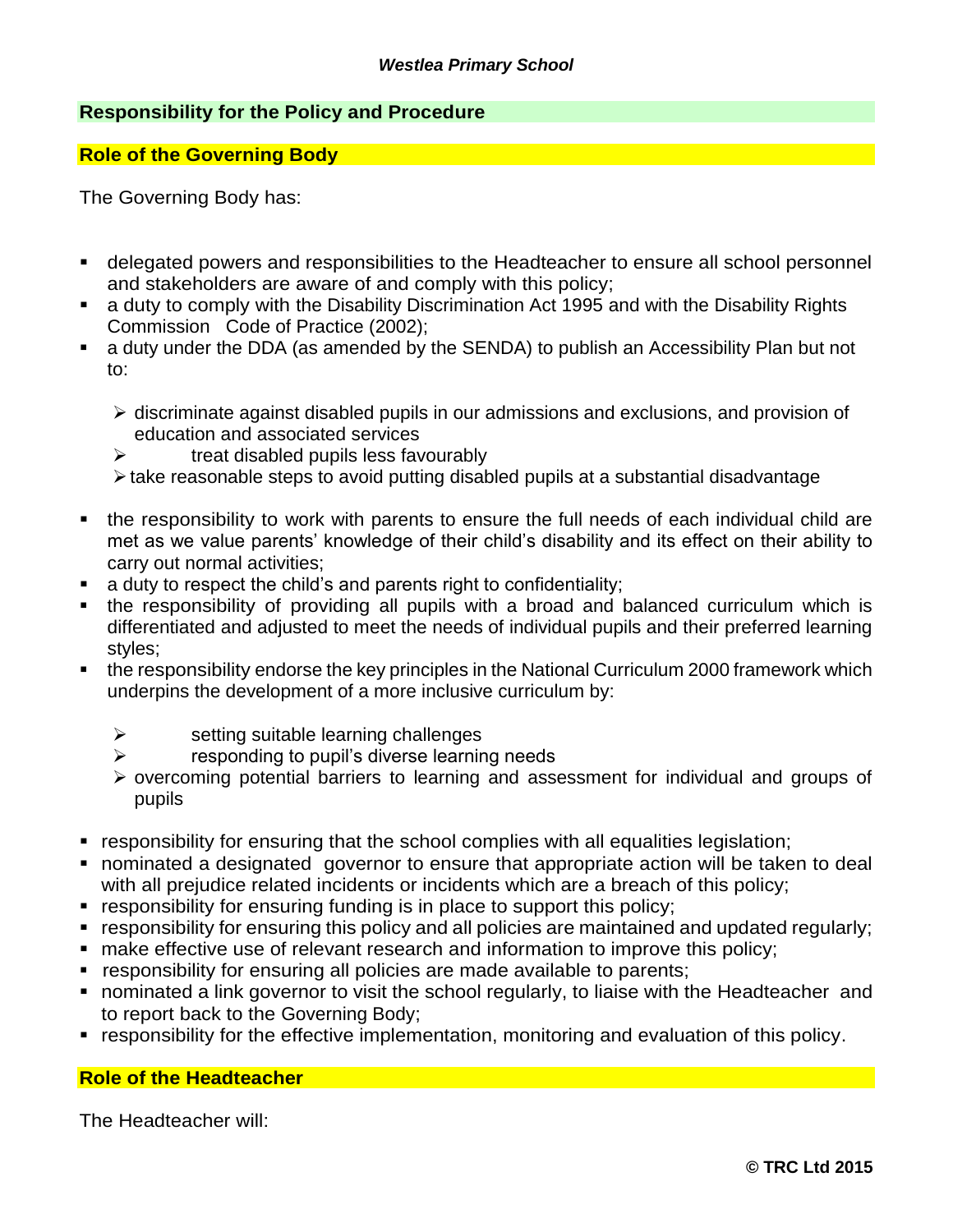## Responsibility for the Policy and Procedure

### Role of the Governing Body

The Governing Body has:

- delegated powers and responsibilities to the Headteacher to ensure all school personnel and stakeholders are aware of and comply with this policy;
- a duty to comply with the Disability Discrimination Act 1995 and with the Disability Rights Commission Code of Practice (2002);
- a duty under the DDA (as amended by the SENDA) to publish an Accessibility Plan but not to:
  - discriminate against disabled pupils in our admissions and exclusions, and provision of education and associated services
  - treat disabled pupils less favourably
  - take reasonable steps to avoid putting disabled pupils at a substantial disadvantage
- the responsibility to work with parents to ensure the full needs of each individual child are met as we value parents' knowledge of their child's disability and its effect on their ability to carry out normal activities;
- a duty to respect the child's and parents right to confidentiality;
- the responsibility of providing all pupils with a broad and balanced curriculum which is differentiated and adjusted to meet the needs of individual pupils and their preferred learning styles;
- the responsibility endorse the key principles in the National Curriculum 2000 framework which underpins the development of a more inclusive curriculum by:
  - setting suitable learning challenges
  - responding to pupil's diverse learning needs
  - overcoming potential barriers to learning and assessment for individual and groups of pupils
- responsibility for ensuring that the school complies with all equalities legislation;
- nominated a designated governor to ensure that appropriate action will be taken to deal with all prejudice related incidents or incidents which are a breach of this policy;
- responsibility for ensuring funding is in place to support this policy;
- responsibility for ensuring this policy and all policies are maintained and updated regularly;
- make effective use of relevant research and information to improve this policy;
- responsibility for ensuring all policies are made available to parents;
- nominated a link governor to visit the school regularly, to liaise with the Headteacher and to report back to the Governing Body;
- responsibility for the effective implementation, monitoring and evaluation of this policy.

### Role of the Headteacher

The Headteacher will: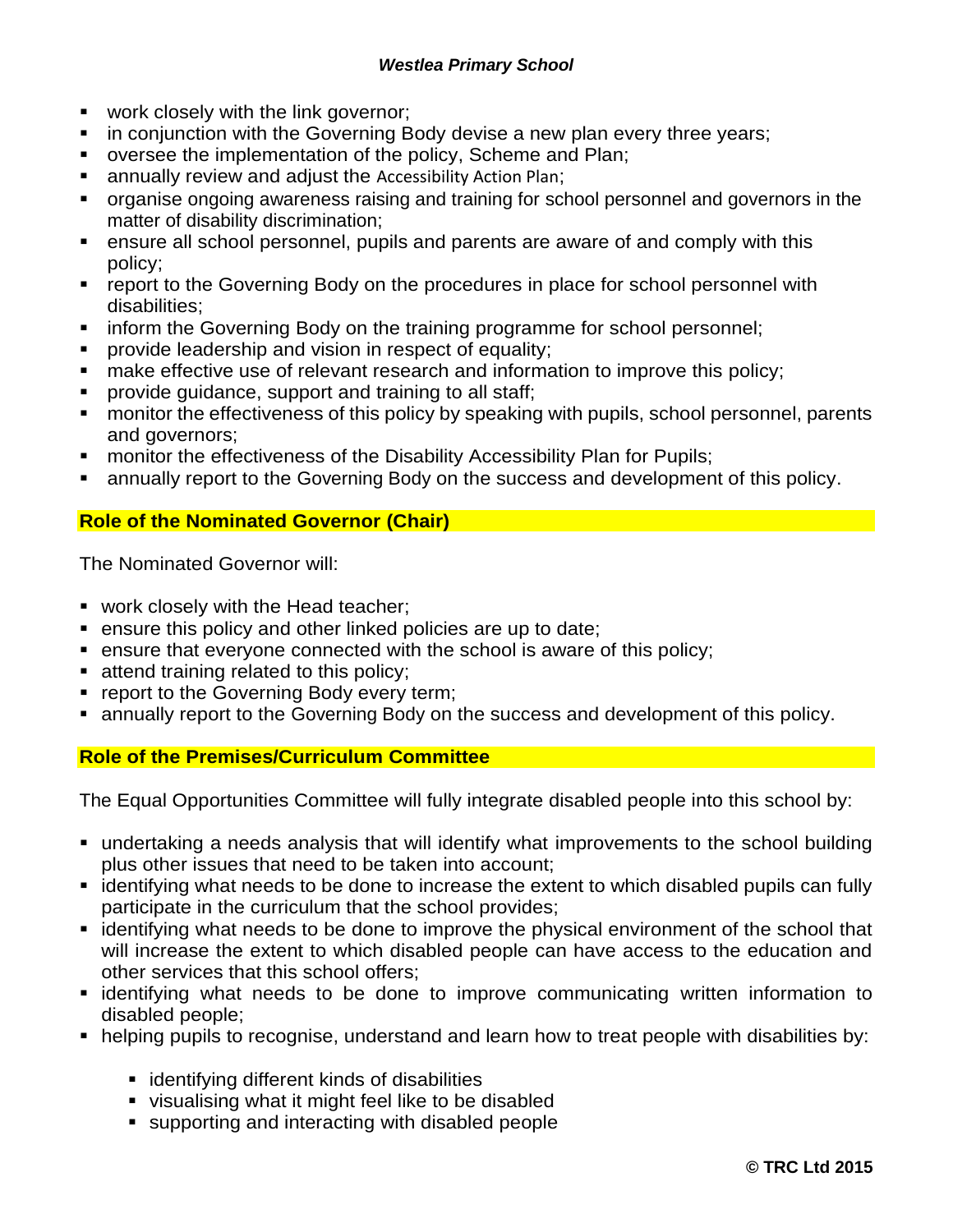- work closely with the link governor;
- in conjunction with the Governing Body devise a new plan every three years;
- oversee the implementation of the policy, Scheme and Plan;
- annually review and adjust the Accessibility Action Plan;
- organise ongoing awareness raising and training for school personnel and governors in the matter of disability discrimination;
- ensure all school personnel, pupils and parents are aware of and comply with this policy;
- report to the Governing Body on the procedures in place for school personnel with disabilities;
- inform the Governing Body on the training programme for school personnel;
- provide leadership and vision in respect of equality;
- make effective use of relevant research and information to improve this policy;
- provide guidance, support and training to all staff;
- monitor the effectiveness of this policy by speaking with pupils, school personnel, parents and governors;
- monitor the effectiveness of the Disability Accessibility Plan for Pupils;
- annually report to the Governing Body on the success and development of this policy.

## Role of the Nominated Governor (Chair)

The Nominated Governor will:

- work closely with the Head teacher;
- ensure this policy and other linked policies are up to date;
- ensure that everyone connected with the school is aware of this policy;
- attend training related to this policy;
- report to the Governing Body every term;
- annually report to the Governing Body on the success and development of this policy.

## Role of the Premises/Curriculum Committee

The Equal Opportunities Committee will fully integrate disabled people into this school by:

- undertaking a needs analysis that will identify what improvements to the school building plus other issues that need to be taken into account;
- identifying what needs to be done to increase the extent to which disabled pupils can fully participate in the curriculum that the school provides;
- identifying what needs to be done to improve the physical environment of the school that will increase the extent to which disabled people can have access to the education and other services that this school offers;
- identifying what needs to be done to improve communicating written information to disabled people;
- helping pupils to recognise, understand and learn how to treat people with disabilities by:
    - identifying different kinds of disabilities
    - visualising what it might feel like to be disabled
    - supporting and interacting with disabled people

© TRC Ltd 2015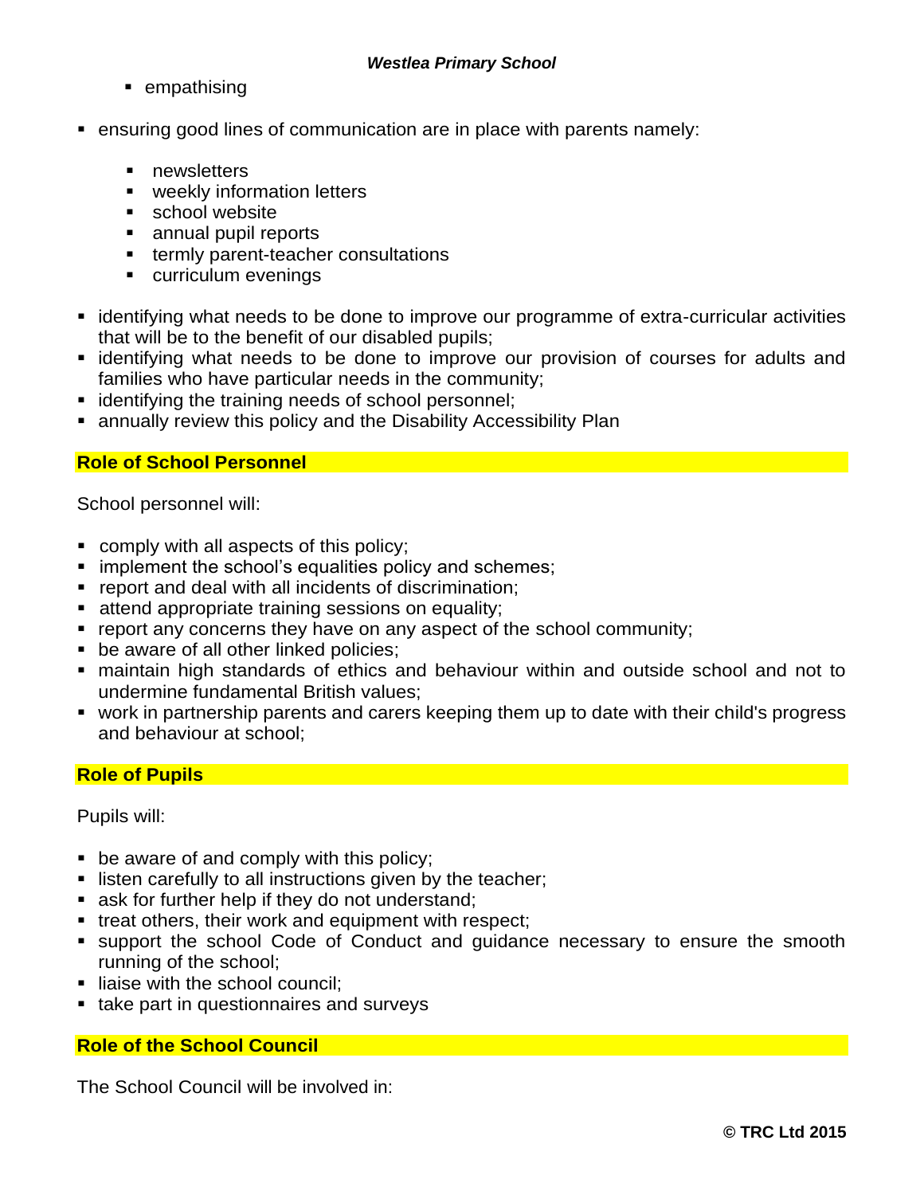- empathising

- ensuring good lines of communication are in place with parents namely:

    - newsletters
    - weekly information letters
    - school website
    - annual pupil reports
    - termly parent-teacher consultations
    - curriculum evenings

- identifying what needs to be done to improve our programme of extra-curricular activities that will be to the benefit of our disabled pupils;
- identifying what needs to be done to improve our provision of courses for adults and families who have particular needs in the community;
- identifying the training needs of school personnel;
- annually review this policy and the Disability Accessibility Plan

## Role of School Personnel

School personnel will:

- comply with all aspects of this policy;
- implement the school's equalities policy and schemes;
- report and deal with all incidents of discrimination;
- attend appropriate training sessions on equality;
- report any concerns they have on any aspect of the school community;
- be aware of all other linked policies;
- maintain high standards of ethics and behaviour within and outside school and not to undermine fundamental British values;
- work in partnership parents and carers keeping them up to date with their child's progress and behaviour at school;

## Role of Pupils

Pupils will:

- be aware of and comply with this policy;
- listen carefully to all instructions given by the teacher;
- ask for further help if they do not understand;
- treat others, their work and equipment with respect;
- support the school Code of Conduct and guidance necessary to ensure the smooth running of the school;
- liaise with the school council;
- take part in questionnaires and surveys

## Role of the School Council

The School Council will be involved in: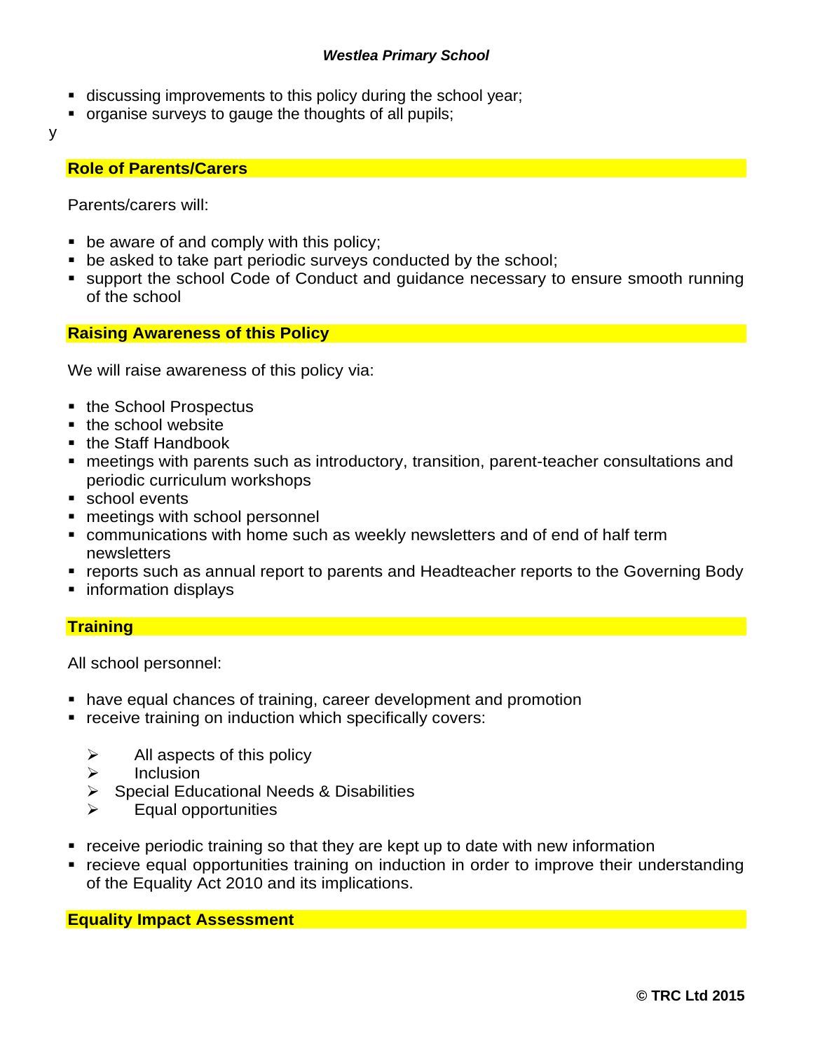- discussing improvements to this policy during the school year;
- organise surveys to gauge the thoughts of all pupils;

y

## Role of Parents/Carers

Parents/carers will:

- be aware of and comply with this policy;
- be asked to take part periodic surveys conducted by the school;
- support the school Code of Conduct and guidance necessary to ensure smooth running of the school

## Raising Awareness of this Policy

We will raise awareness of this policy via:

- the School Prospectus
- the school website
- the Staff Handbook
- meetings with parents such as introductory, transition, parent-teacher consultations and periodic curriculum workshops
- school events
- meetings with school personnel
- communications with home such as weekly newsletters and of end of half term newsletters
- reports such as annual report to parents and Headteacher reports to the Governing Body
- information displays

## Training

All school personnel:

- have equal chances of training, career development and promotion
- receive training on induction which specifically covers:
  - All aspects of this policy
  - Inclusion
  - Special Educational Needs & Disabilities
  - Equal opportunities
- receive periodic training so that they are kept up to date with new information
- recieve equal opportunities training on induction in order to improve their understanding of the Equality Act 2010 and its implications.

## Equality Impact Assessment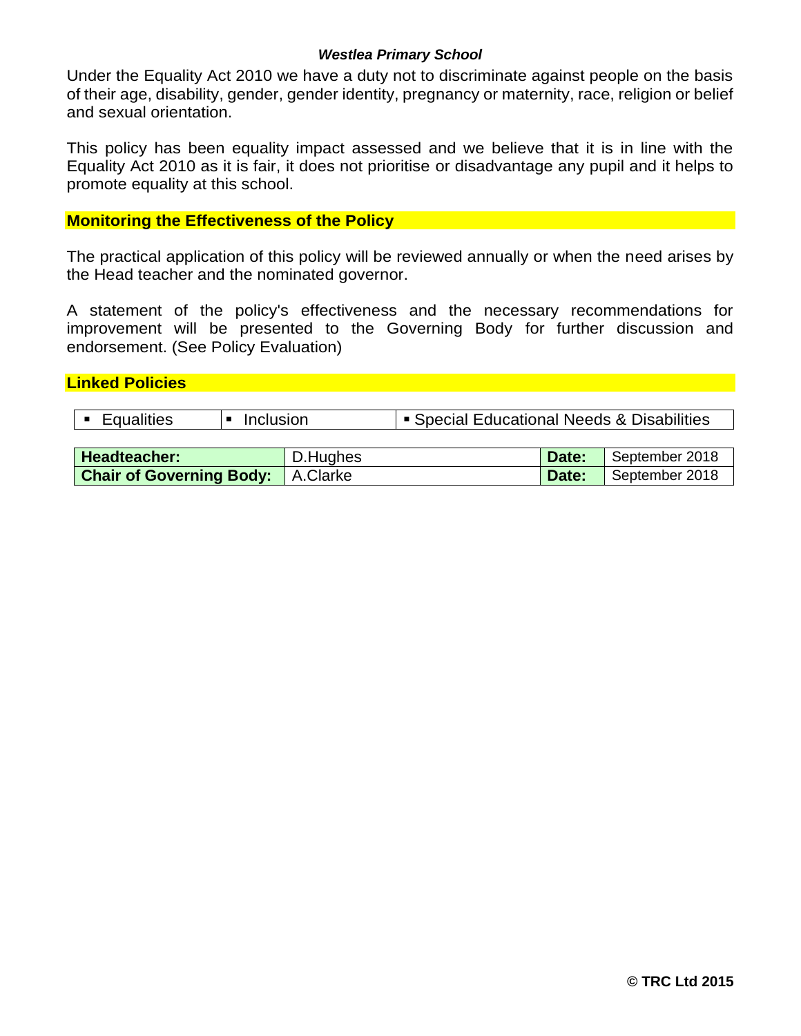Under the Equality Act 2010 we have a duty not to discriminate against people on the basis of their age, disability, gender, gender identity, pregnancy or maternity, race, religion or belief and sexual orientation.

This policy has been equality impact assessed and we believe that it is in line with the Equality Act 2010 as it is fair, it does not prioritise or disadvantage any pupil and it helps to promote equality at this school.

## Monitoring the Effectiveness of the Policy

The practical application of this policy will be reviewed annually or when the need arises by the Head teacher and the nominated governor.

A statement of the policy's effectiveness and the necessary recommendations for improvement will be presented to the Governing Body for further discussion and endorsement. (See Policy Evaluation)

## Linked Policies

| ▪ Equalities | ▪ Inclusion | ▪ Special Educational Needs & Disabilities |
|---|---|---|

| **Headteacher:** | D.Hughes | **Date:** | September 2018 |
|---|---|---|---|
| **Chair of Governing Body:** | A.Clarke | **Date:** | September 2018 |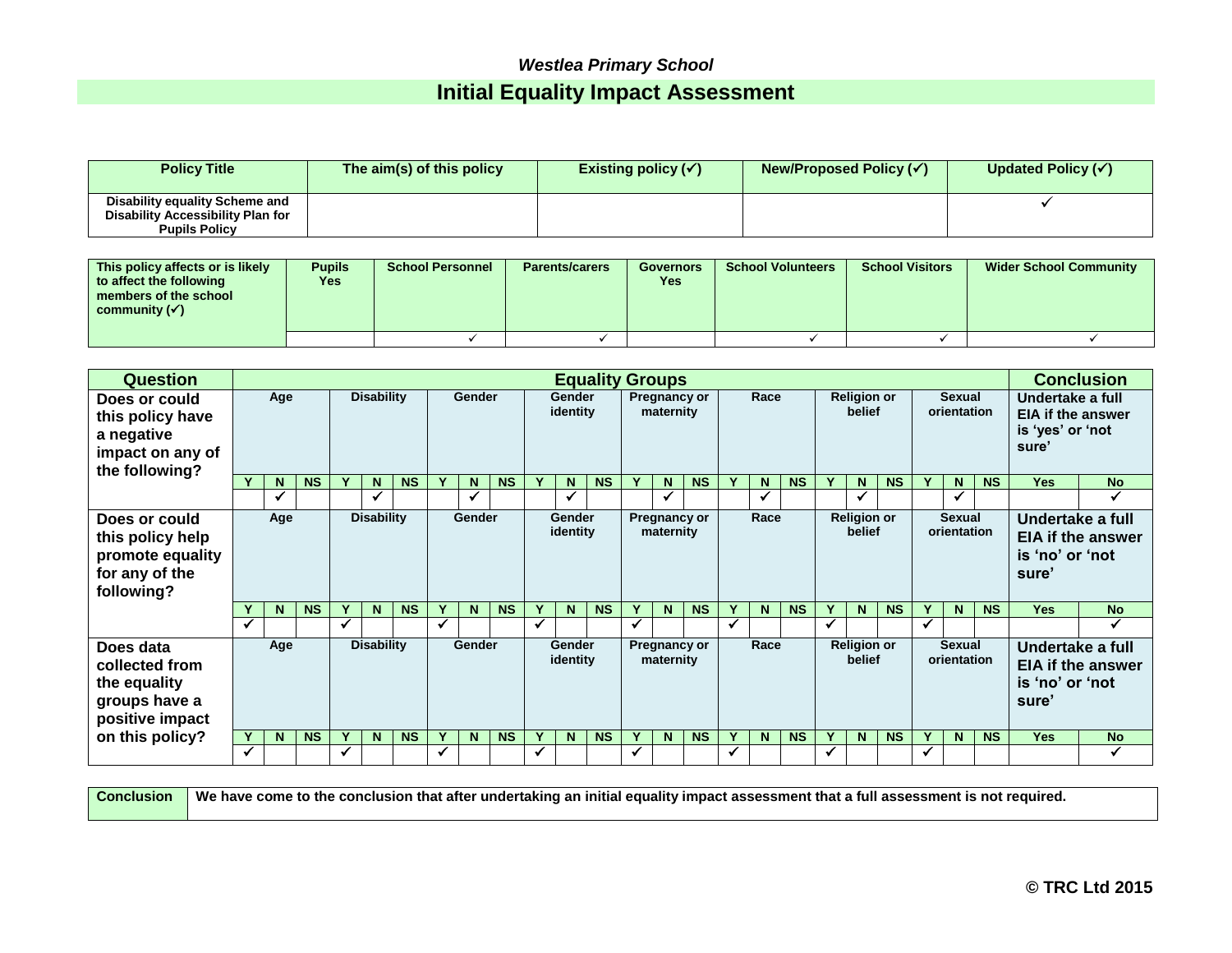*Westlea Primary School*

# Initial Equality Impact Assessment

| Policy Title | The aim(s) of this policy | Existing policy (✓) | New/Proposed Policy (✓) | Updated Policy (✓) |
|---|---|---|---|---|
| Disability equality Scheme and Disability Accessibility Plan for Pupils Policy | | | | ✓ |

| This policy affects or is likely to affect the following members of the school community (✓) | Pupils Yes | School Personnel | Parents/carers | Governors Yes | School Volunteers | School Visitors | Wider School Community |
|---|---|---|---|---|---|---|---|
| | | ✓ | ✓ | | ✓ | ✓ | ✓ |

| Question | Equality Groups | | | | | | | | | | | | | | | | | | | | | | | | Conclusion | |
|---|---|---|---|---|---|---|---|---|---|---|---|---|---|---|---|---|---|---|---|---|---|---|---|---|---|---|
| Does or could this policy have a negative impact on any of the following? | Age | | | Disability | | | Gender | | | Gender identity | | | Pregnancy or maternity | | | Race | | | Religion or belief | | | Sexual orientation | | | Undertake a full EIA if the answer is 'yes' or 'not sure' | |
| | Y | N | NS | Y | N | NS | Y | N | NS | Y | N | NS | Y | N | NS | Y | N | NS | Y | N | NS | Y | N | NS | Yes | No |
| | | ✓ | | | ✓ | | | ✓ | | | ✓ | | | ✓ | | | ✓ | | | ✓ | | | ✓ | | | ✓ |
| Does or could this policy help promote equality for any of the following? | Age | | | Disability | | | Gender | | | Gender identity | | | Pregnancy or maternity | | | Race | | | Religion or belief | | | Sexual orientation | | | Undertake a full EIA if the answer is 'no' or 'not sure' | |
| | Y | N | NS | Y | N | NS | Y | N | NS | Y | N | NS | Y | N | NS | Y | N | NS | Y | N | NS | Y | N | NS | Yes | No |
| | ✓ | | | ✓ | | | ✓ | | | ✓ | | | ✓ | | | ✓ | | | ✓ | | | ✓ | | | | ✓ |
| Does data collected from the equality groups have a positive impact on this policy? | Age | | | Disability | | | Gender | | | Gender identity | | | Pregnancy or maternity | | | Race | | | Religion or belief | | | Sexual orientation | | | Undertake a full EIA if the answer is 'no' or 'not sure' | |
| | Y | N | NS | Y | N | NS | Y | N | NS | Y | N | NS | Y | N | NS | Y | N | NS | Y | N | NS | Y | N | NS | Yes | No |
| | ✓ | | | ✓ | | | ✓ | | | ✓ | | | ✓ | | | ✓ | | | ✓ | | | ✓ | | | | ✓ |

| Conclusion | We have come to the conclusion that after undertaking an initial equality impact assessment that a full assessment is not required. |
|---|---|

**© TRC Ltd 2015**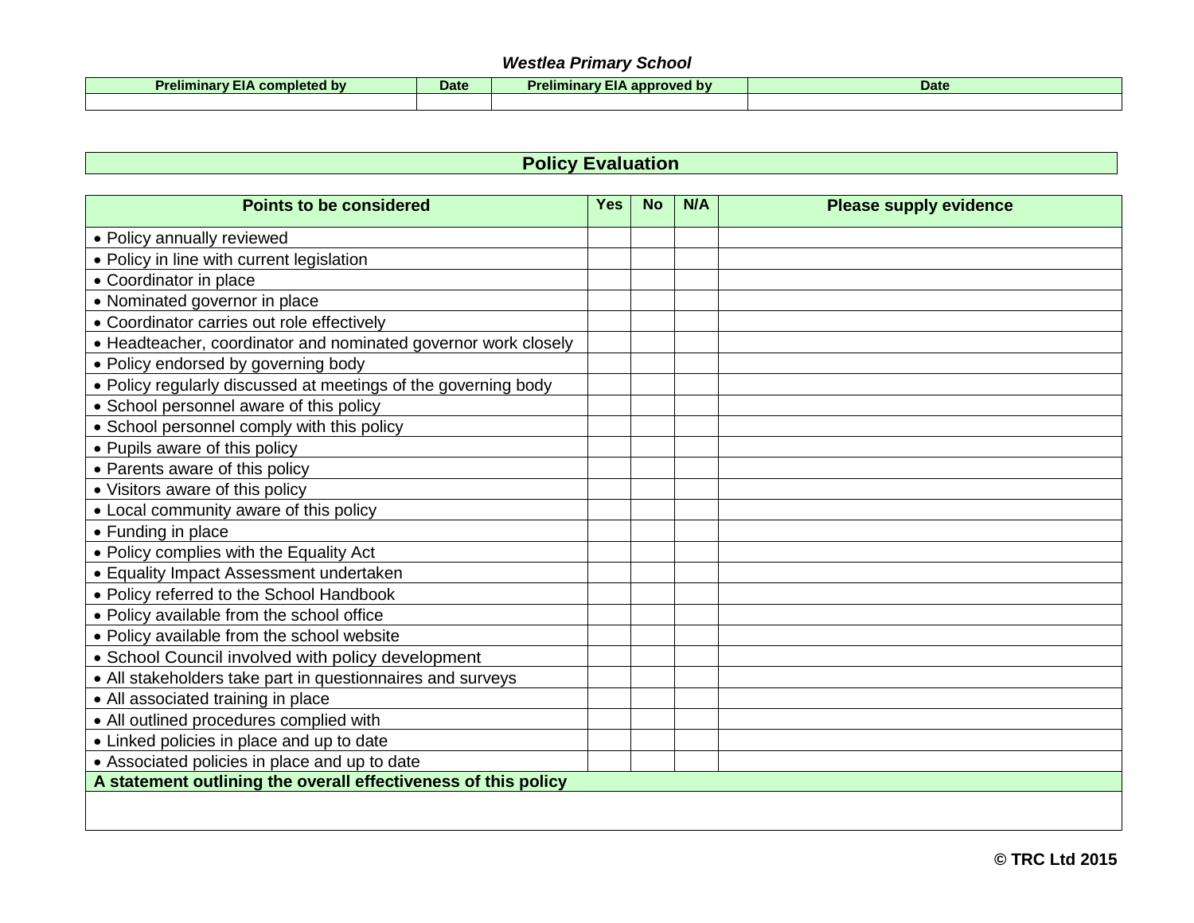***Westlea Primary School***

| Preliminary EIA completed by | Date | Preliminary EIA approved by | Date |
|---|---|---|---|
| | | | |

## Policy Evaluation

| Points to be considered | Yes | No | N/A | Please supply evidence |
|---|---|---|---|---|
| • Policy annually reviewed | | | | |
| • Policy in line with current legislation | | | | |
| • Coordinator in place | | | | |
| • Nominated governor in place | | | | |
| • Coordinator carries out role effectively | | | | |
| • Headteacher, coordinator and nominated governor work closely | | | | |
| • Policy endorsed by governing body | | | | |
| • Policy regularly discussed at meetings of the governing body | | | | |
| • School personnel aware of this policy | | | | |
| • School personnel comply with this policy | | | | |
| • Pupils aware of this policy | | | | |
| • Parents aware of this policy | | | | |
| • Visitors aware of this policy | | | | |
| • Local community aware of this policy | | | | |
| • Funding in place | | | | |
| • Policy complies with the Equality Act | | | | |
| • Equality Impact Assessment undertaken | | | | |
| • Policy referred to the School Handbook | | | | |
| • Policy available from the school office | | | | |
| • Policy available from the school website | | | | |
| • School Council involved with policy development | | | | |
| • All stakeholders take part in questionnaires and surveys | | | | |
| • All associated training in place | | | | |
| • All outlined procedures complied with | | | | |
| • Linked policies in place and up to date | | | | |
| • Associated policies in place and up to date | | | | |
| **A statement outlining the overall effectiveness of this policy** | | | | |
| | | | | |

**© TRC Ltd 2015**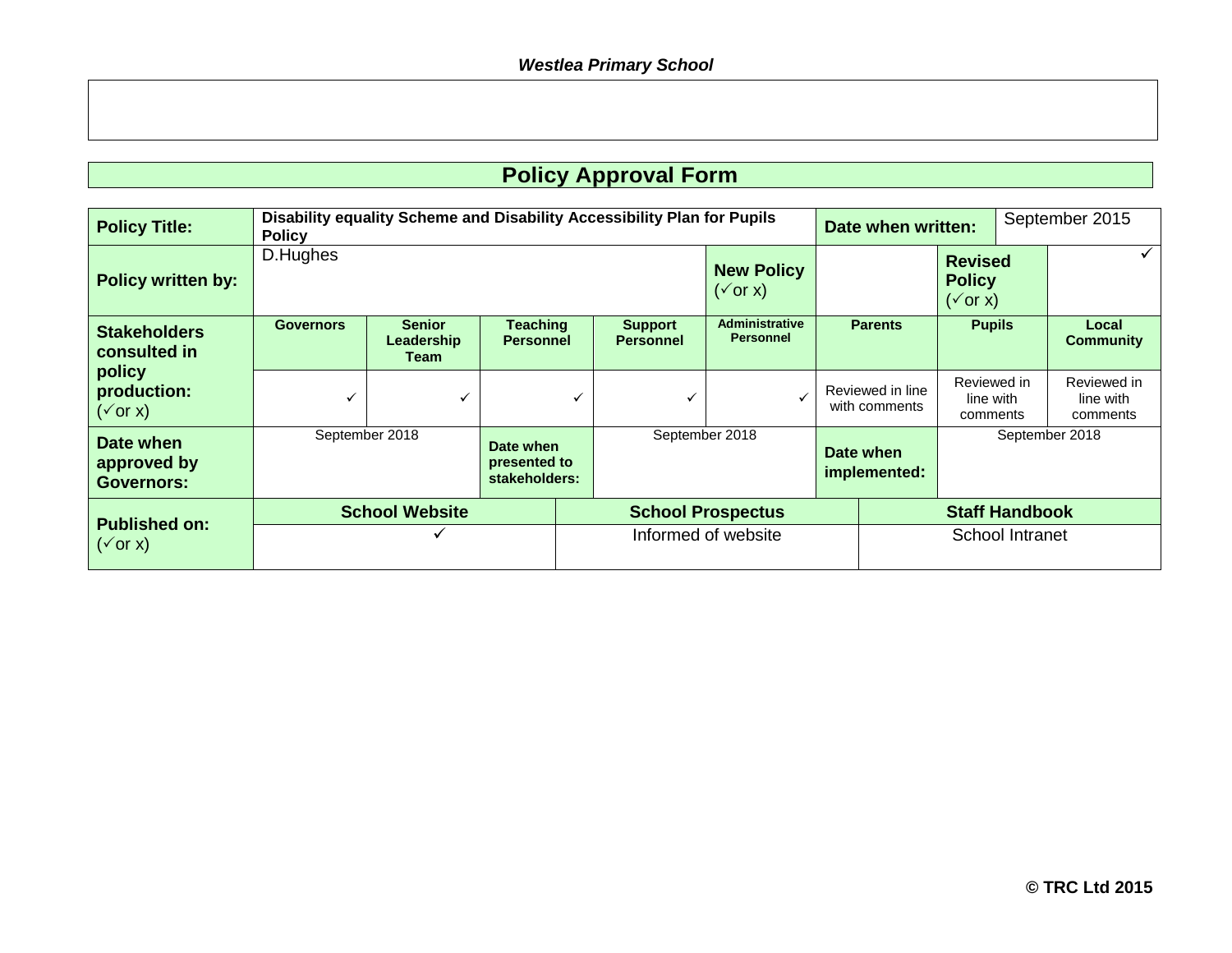***Westlea Primary School***

## Policy Approval Form

| | | | | | | | | | |
|---|---|---|---|---|---|---|---|---|---|
| **Policy Title:** | **Disability equality Scheme and Disability Accessibility Plan for Pupils Policy** | | | | | **Date when written:** | | September 2015 | |
| **Policy written by:** | D.Hughes | | | | **New Policy (✓or x)** | | **Revised Policy (✓or x)** | | ✓ |
| **Stakeholders consulted in policy production: (✓or x)** | **Governors** | **Senior Leadership Team** | **Teaching Personnel** | **Support Personnel** | **Administrative Personnel** | **Parents** | **Pupils** | | **Local Community** |
| | ✓ | ✓ | ✓ | ✓ | ✓ | Reviewed in line with comments | Reviewed in line with comments | | Reviewed in line with comments |
| **Date when approved by Governors:** | September 2018 | | **Date when presented to stakeholders:** | September 2018 | | **Date when implemented:** | September 2018 | | |
| **Published on: (✓or x)** | **School Website** | | **School Prospectus** | | | **Staff Handbook** | | | |
| | ✓ | | Informed of website | | | School Intranet | | | |

**© TRC Ltd 2015**